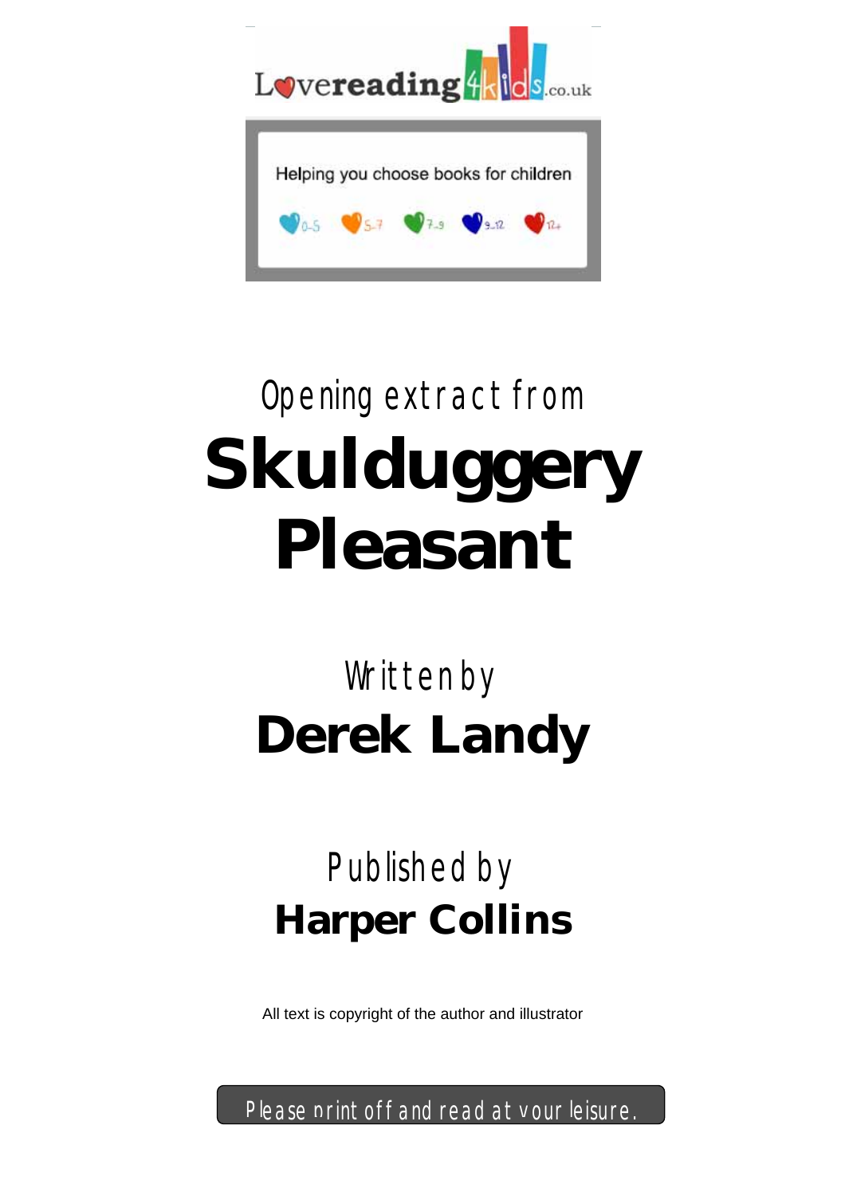Lovereading4kids.co.uk

Helping you choose books for children

0-5 5-7 7-9 9-12 12+

Opening extract from

# Skulduggery Pleasant

Written by

## Derek Landy

Published by

## Harper Collins

All text is copyright of the author and illustrator

Please print off and read at your leisure.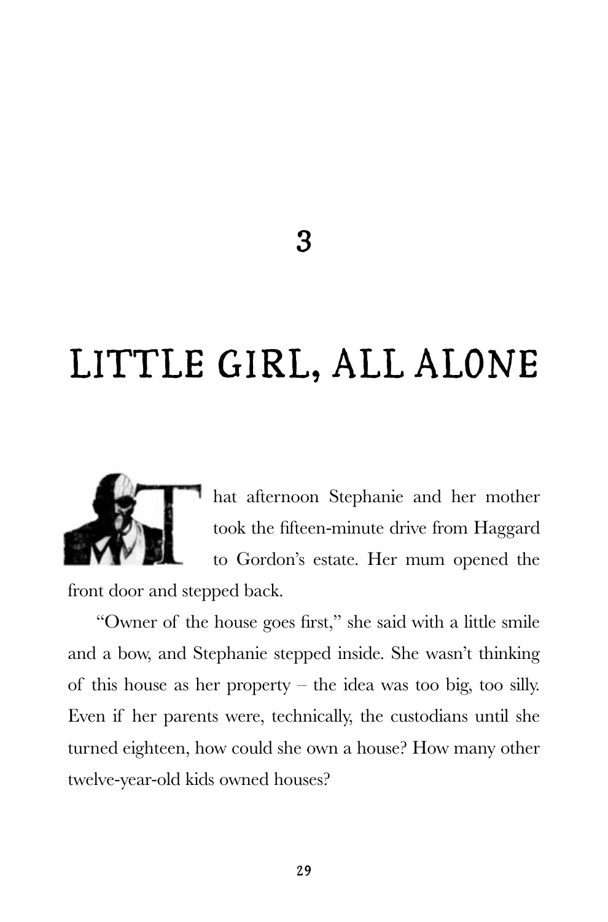# 3

# LITTLE GIRL, ALL ALONE

That afternoon Stephanie and her mother took the fifteen-minute drive from Haggard to Gordon's estate. Her mum opened the front door and stepped back.

"Owner of the house goes first," she said with a little smile and a bow, and Stephanie stepped inside. She wasn't thinking of this house as her property – the idea was too big, too silly. Even if her parents were, technically, the custodians until she turned eighteen, how could she own a house? How many other twelve-year-old kids owned houses?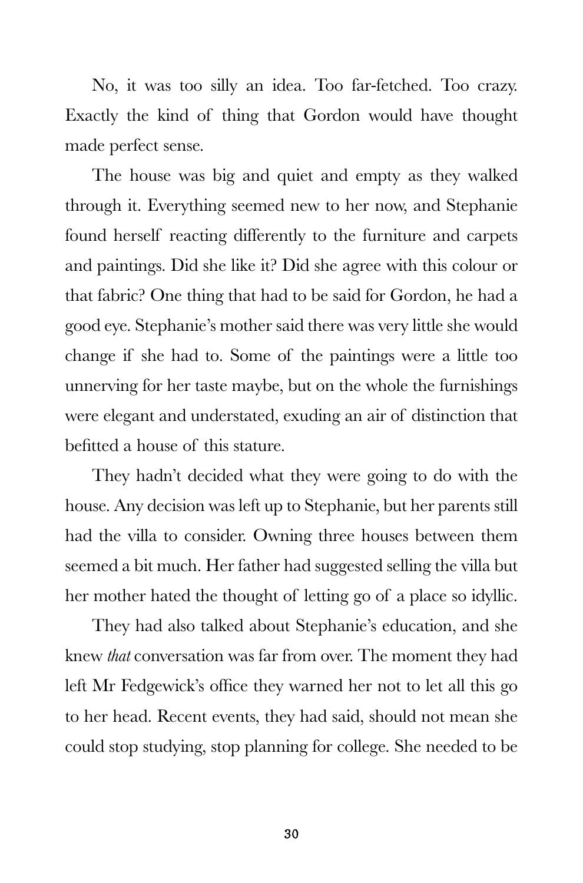No, it was too silly an idea. Too far-fetched. Too crazy. Exactly the kind of thing that Gordon would have thought made perfect sense.

The house was big and quiet and empty as they walked through it. Everything seemed new to her now, and Stephanie found herself reacting differently to the furniture and carpets and paintings. Did she like it? Did she agree with this colour or that fabric? One thing that had to be said for Gordon, he had a good eye. Stephanie's mother said there was very little she would change if she had to. Some of the paintings were a little too unnerving for her taste maybe, but on the whole the furnishings were elegant and understated, exuding an air of distinction that befitted a house of this stature.

They hadn't decided what they were going to do with the house. Any decision was left up to Stephanie, but her parents still had the villa to consider. Owning three houses between them seemed a bit much. Her father had suggested selling the villa but her mother hated the thought of letting go of a place so idyllic.

They had also talked about Stephanie's education, and she knew *that* conversation was far from over. The moment they had left Mr Fedgewick's office they warned her not to let all this go to her head. Recent events, they had said, should not mean she could stop studying, stop planning for college. She needed to be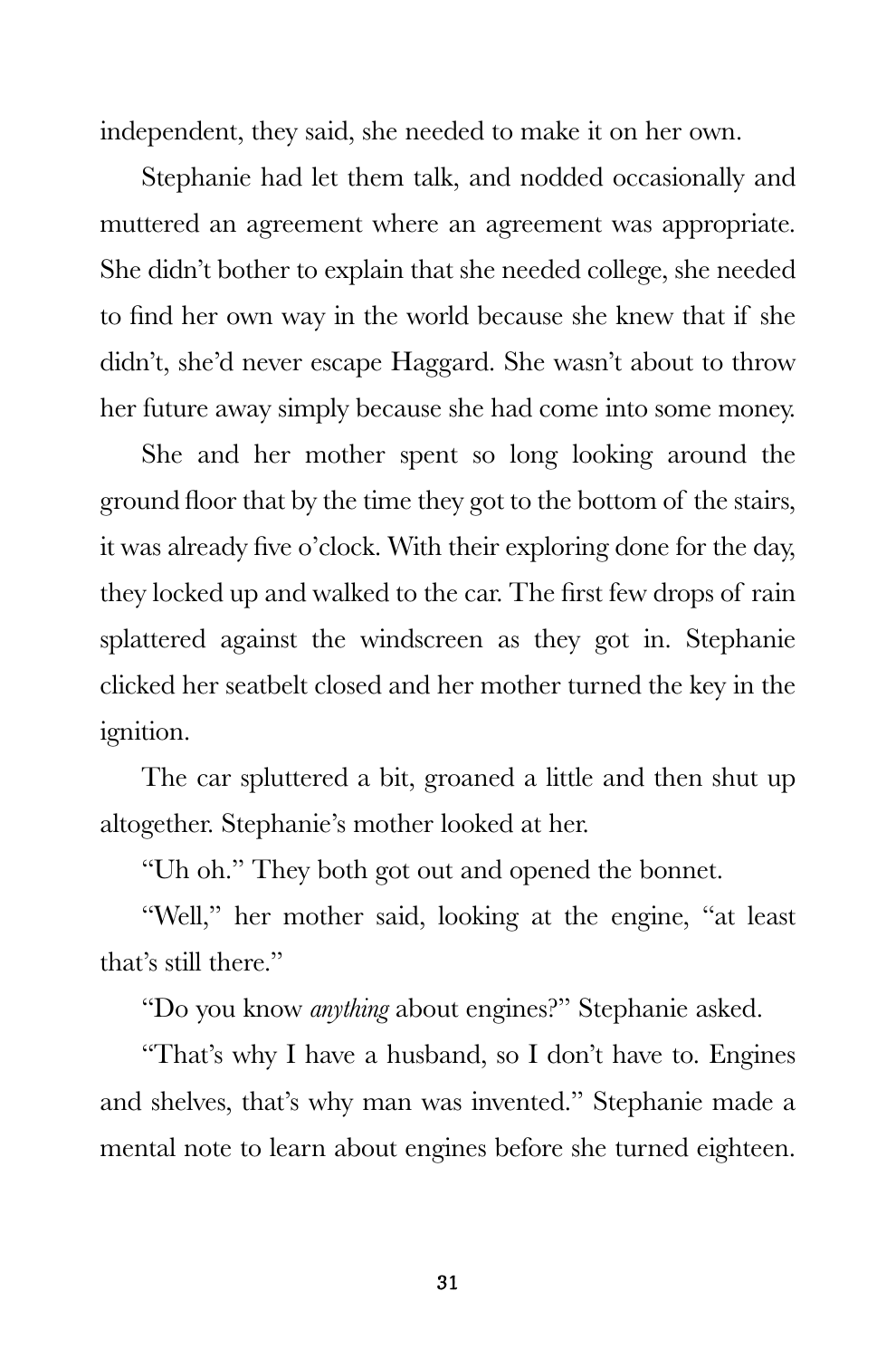independent, they said, she needed to make it on her own.

Stephanie had let them talk, and nodded occasionally and muttered an agreement where an agreement was appropriate. She didn't bother to explain that she needed college, she needed to find her own way in the world because she knew that if she didn't, she'd never escape Haggard. She wasn't about to throw her future away simply because she had come into some money.

She and her mother spent so long looking around the ground floor that by the time they got to the bottom of the stairs, it was already five o'clock. With their exploring done for the day, they locked up and walked to the car. The first few drops of rain splattered against the windscreen as they got in. Stephanie clicked her seatbelt closed and her mother turned the key in the ignition.

The car spluttered a bit, groaned a little and then shut up altogether. Stephanie's mother looked at her.

"Uh oh." They both got out and opened the bonnet.

"Well," her mother said, looking at the engine, "at least that's still there."

"Do you know *anything* about engines?" Stephanie asked.

"That's why I have a husband, so I don't have to. Engines and shelves, that's why man was invented." Stephanie made a mental note to learn about engines before she turned eighteen.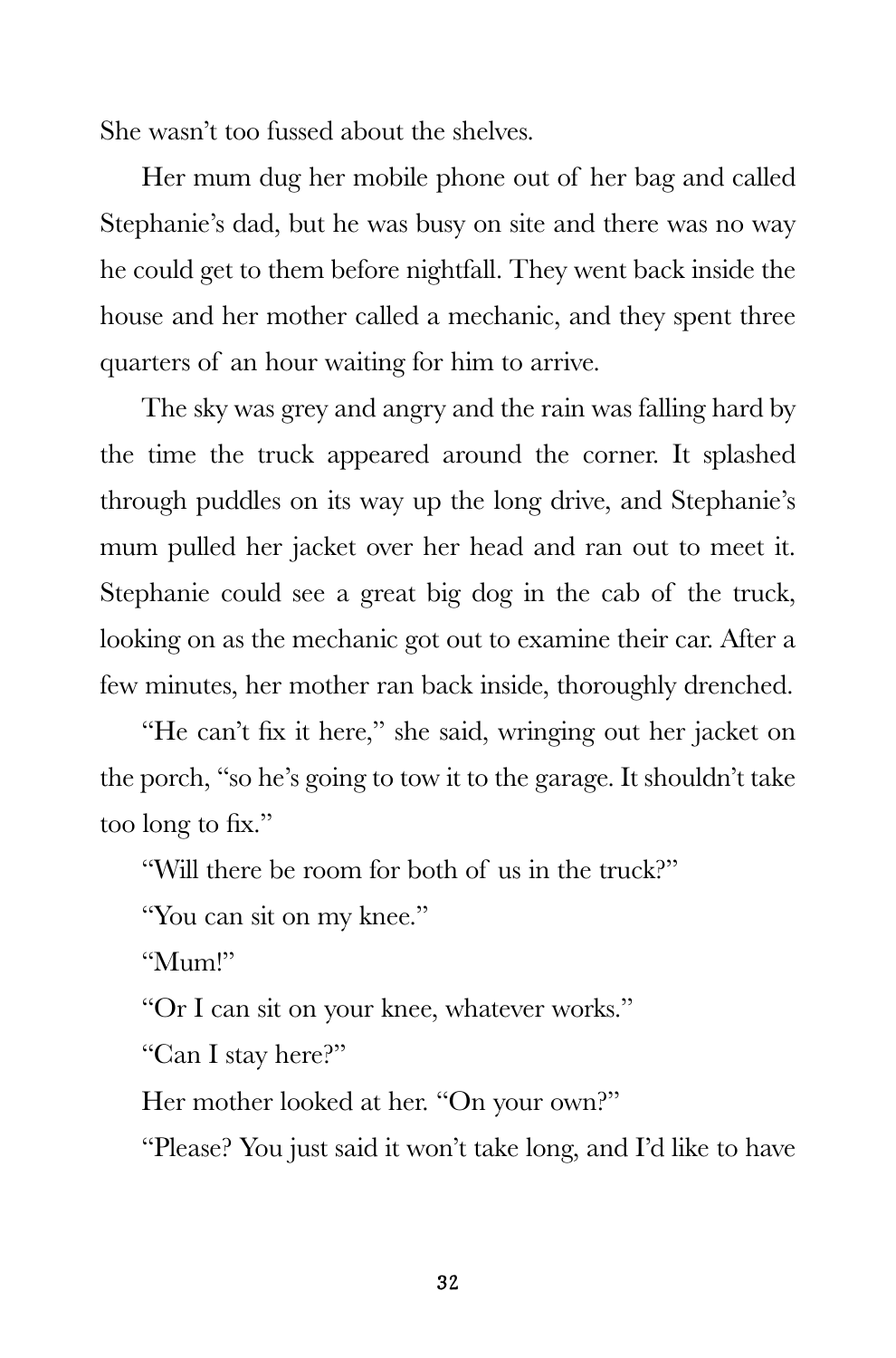She wasn't too fussed about the shelves.

Her mum dug her mobile phone out of her bag and called Stephanie's dad, but he was busy on site and there was no way he could get to them before nightfall. They went back inside the house and her mother called a mechanic, and they spent three quarters of an hour waiting for him to arrive.

The sky was grey and angry and the rain was falling hard by the time the truck appeared around the corner. It splashed through puddles on its way up the long drive, and Stephanie's mum pulled her jacket over her head and ran out to meet it. Stephanie could see a great big dog in the cab of the truck, looking on as the mechanic got out to examine their car. After a few minutes, her mother ran back inside, thoroughly drenched.

"He can't fix it here," she said, wringing out her jacket on the porch, "so he's going to tow it to the garage. It shouldn't take too long to fix."

"Will there be room for both of us in the truck?"

"You can sit on my knee."

"Mum!"

"Or I can sit on your knee, whatever works."

"Can I stay here?"

Her mother looked at her. "On your own?"

"Please? You just said it won't take long, and I'd like to have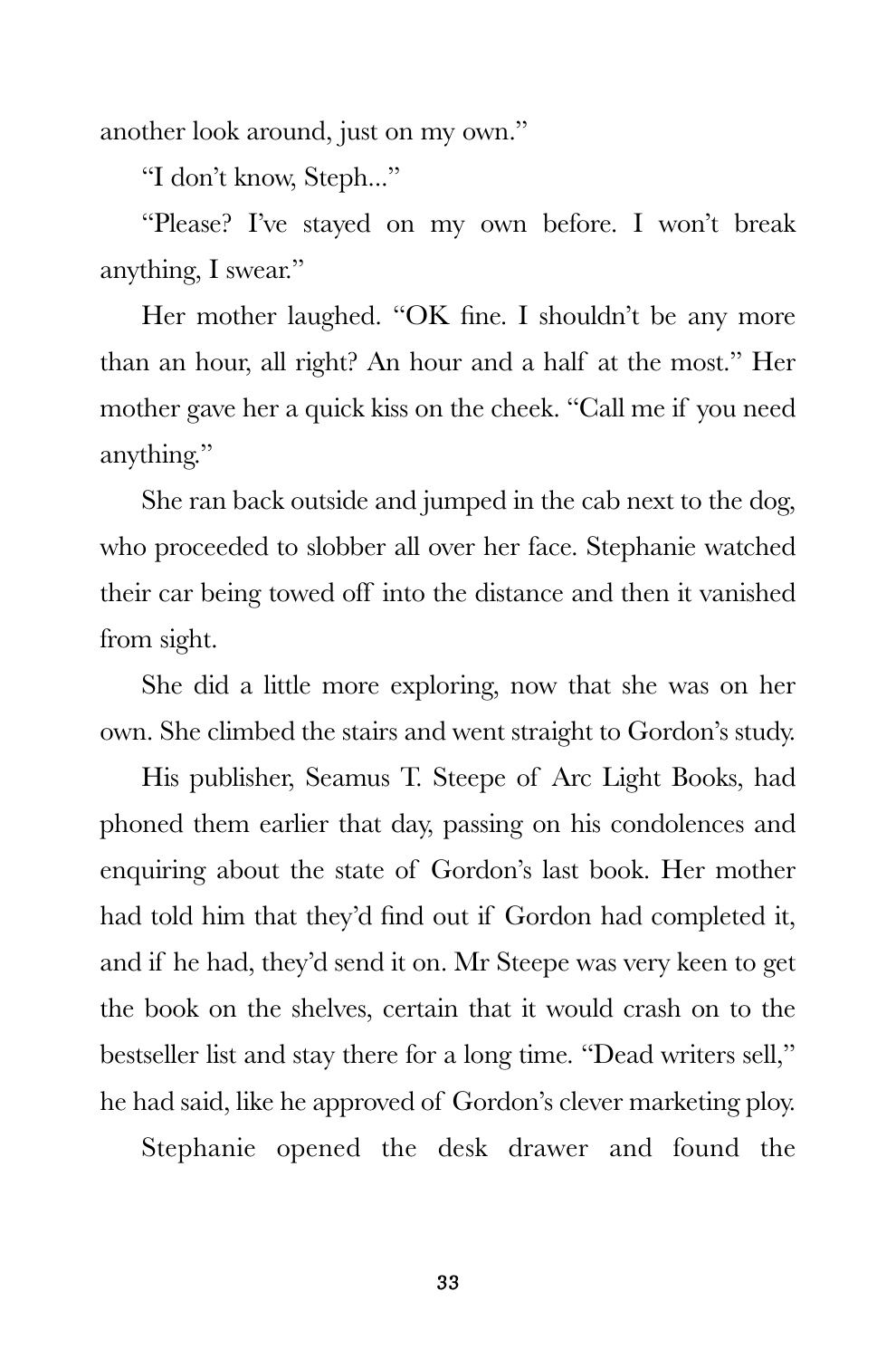another look around, just on my own."

"I don't know, Steph..."

"Please? I've stayed on my own before. I won't break anything, I swear."

Her mother laughed. "OK fine. I shouldn't be any more than an hour, all right? An hour and a half at the most." Her mother gave her a quick kiss on the cheek. "Call me if you need anything."

She ran back outside and jumped in the cab next to the dog, who proceeded to slobber all over her face. Stephanie watched their car being towed off into the distance and then it vanished from sight.

She did a little more exploring, now that she was on her own. She climbed the stairs and went straight to Gordon's study.

His publisher, Seamus T. Steepe of Arc Light Books, had phoned them earlier that day, passing on his condolences and enquiring about the state of Gordon's last book. Her mother had told him that they'd find out if Gordon had completed it, and if he had, they'd send it on. Mr Steepe was very keen to get the book on the shelves, certain that it would crash on to the bestseller list and stay there for a long time. "Dead writers sell," he had said, like he approved of Gordon's clever marketing ploy.

Stephanie opened the desk drawer and found the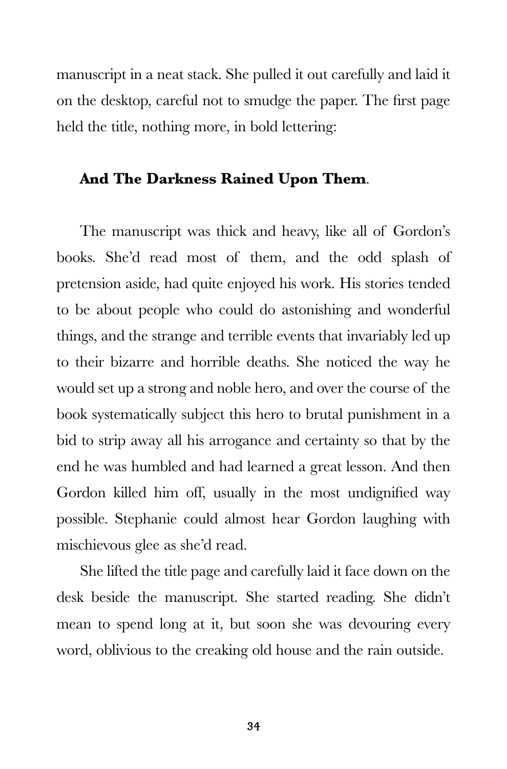manuscript in a neat stack. She pulled it out carefully and laid it on the desktop, careful not to smudge the paper. The first page held the title, nothing more, in bold lettering:

**And The Darkness Rained Upon Them**.

The manuscript was thick and heavy, like all of Gordon's books. She'd read most of them, and the odd splash of pretension aside, had quite enjoyed his work. His stories tended to be about people who could do astonishing and wonderful things, and the strange and terrible events that invariably led up to their bizarre and horrible deaths. She noticed the way he would set up a strong and noble hero, and over the course of the book systematically subject this hero to brutal punishment in a bid to strip away all his arrogance and certainty so that by the end he was humbled and had learned a great lesson. And then Gordon killed him off, usually in the most undignified way possible. Stephanie could almost hear Gordon laughing with mischievous glee as she'd read.

She lifted the title page and carefully laid it face down on the desk beside the manuscript. She started reading. She didn't mean to spend long at it, but soon she was devouring every word, oblivious to the creaking old house and the rain outside.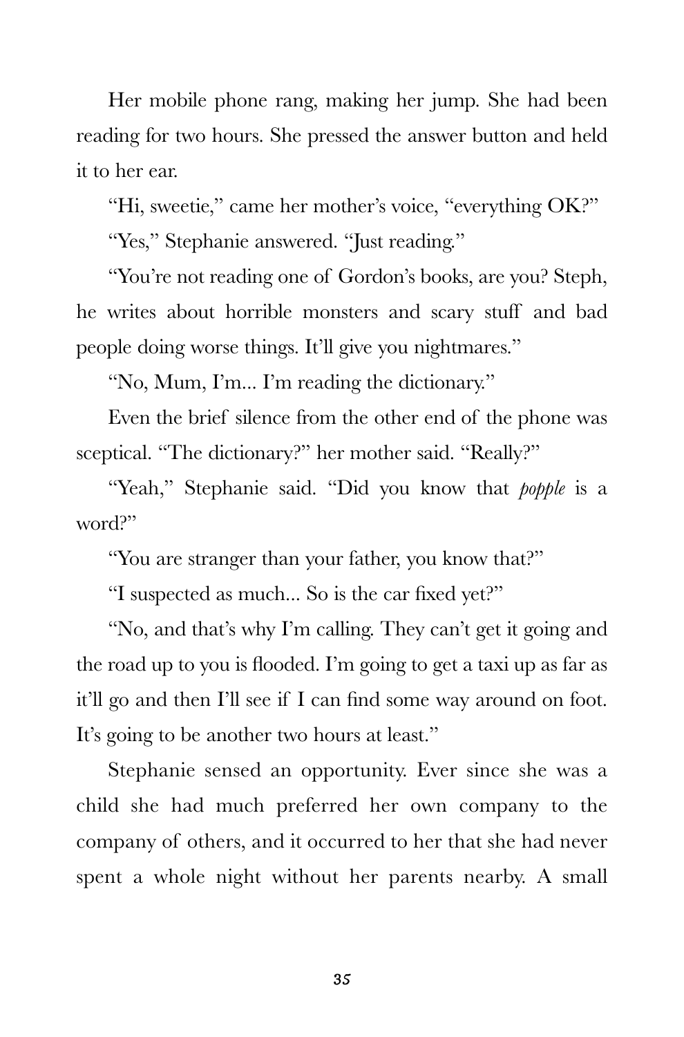Her mobile phone rang, making her jump. She had been reading for two hours. She pressed the answer button and held it to her ear.

"Hi, sweetie," came her mother's voice, "everything OK?"

"Yes," Stephanie answered. "Just reading."

"You're not reading one of Gordon's books, are you? Steph, he writes about horrible monsters and scary stuff and bad people doing worse things. It'll give you nightmares."

"No, Mum, I'm... I'm reading the dictionary."

Even the brief silence from the other end of the phone was sceptical. "The dictionary?" her mother said. "Really?"

"Yeah," Stephanie said. "Did you know that *popple* is a word?"

"You are stranger than your father, you know that?"

"I suspected as much... So is the car fixed yet?"

"No, and that's why I'm calling. They can't get it going and the road up to you is flooded. I'm going to get a taxi up as far as it'll go and then I'll see if I can find some way around on foot. It's going to be another two hours at least."

Stephanie sensed an opportunity. Ever since she was a child she had much preferred her own company to the company of others, and it occurred to her that she had never spent a whole night without her parents nearby. A small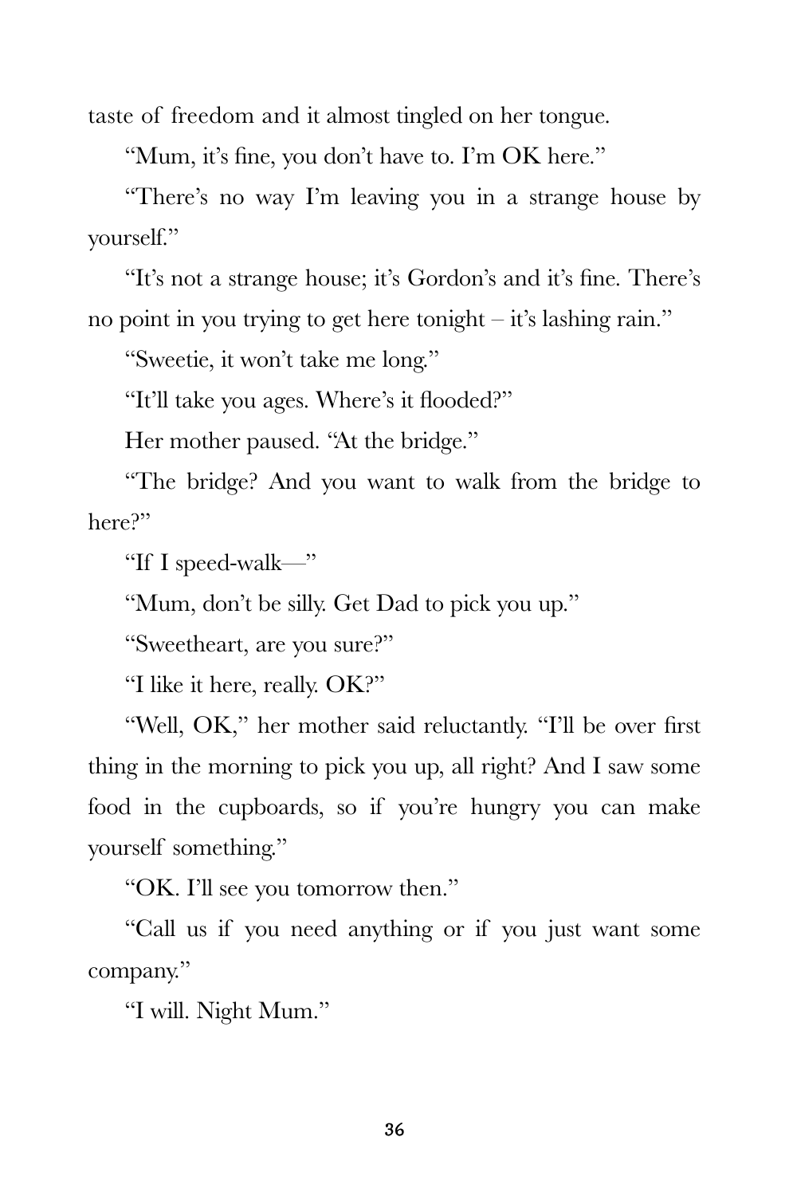taste of freedom and it almost tingled on her tongue.

"Mum, it's fine, you don't have to. I'm OK here."

"There's no way I'm leaving you in a strange house by yourself."

"It's not a strange house; it's Gordon's and it's fine. There's no point in you trying to get here tonight – it's lashing rain."

"Sweetie, it won't take me long."

"It'll take you ages. Where's it flooded?"

Her mother paused. "At the bridge."

"The bridge? And you want to walk from the bridge to here?"

"If I speed-walk—"

"Mum, don't be silly. Get Dad to pick you up."

"Sweetheart, are you sure?"

"I like it here, really. OK?"

"Well, OK," her mother said reluctantly. "I'll be over first thing in the morning to pick you up, all right? And I saw some food in the cupboards, so if you're hungry you can make yourself something."

"OK. I'll see you tomorrow then."

"Call us if you need anything or if you just want some company."

"I will. Night Mum."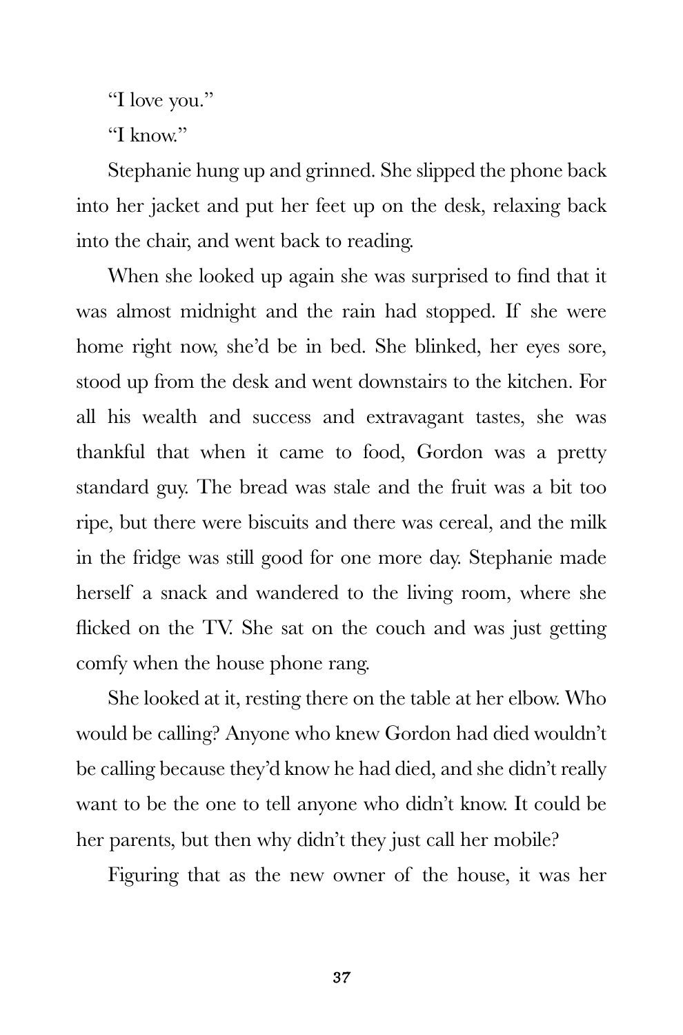"I love you."

"I know."

Stephanie hung up and grinned. She slipped the phone back into her jacket and put her feet up on the desk, relaxing back into the chair, and went back to reading.

When she looked up again she was surprised to find that it was almost midnight and the rain had stopped. If she were home right now, she'd be in bed. She blinked, her eyes sore, stood up from the desk and went downstairs to the kitchen. For all his wealth and success and extravagant tastes, she was thankful that when it came to food, Gordon was a pretty standard guy. The bread was stale and the fruit was a bit too ripe, but there were biscuits and there was cereal, and the milk in the fridge was still good for one more day. Stephanie made herself a snack and wandered to the living room, where she flicked on the TV. She sat on the couch and was just getting comfy when the house phone rang.

She looked at it, resting there on the table at her elbow. Who would be calling? Anyone who knew Gordon had died wouldn't be calling because they'd know he had died, and she didn't really want to be the one to tell anyone who didn't know. It could be her parents, but then why didn't they just call her mobile?

Figuring that as the new owner of the house, it was her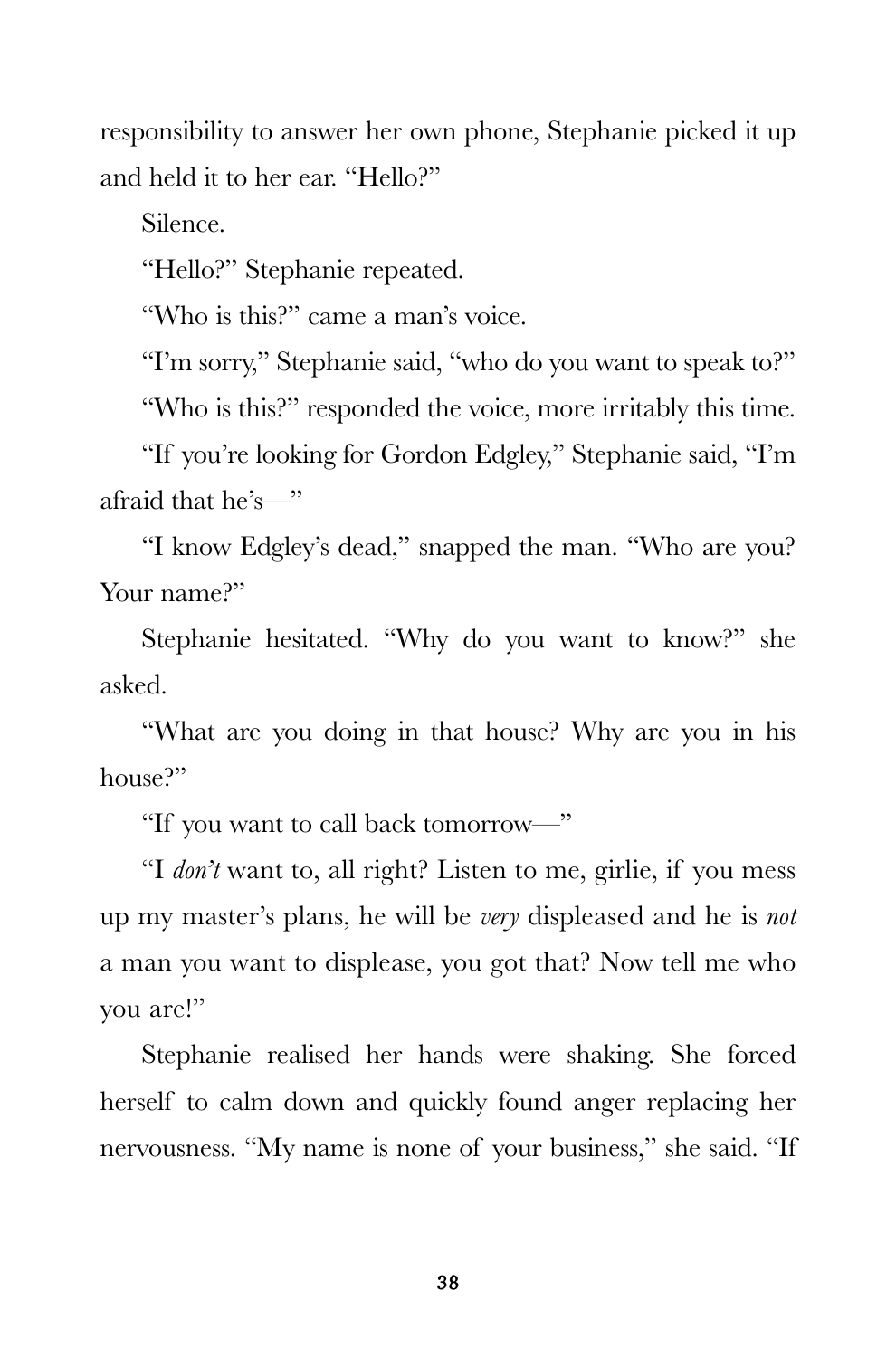responsibility to answer her own phone, Stephanie picked it up and held it to her ear. "Hello?"

Silence.

"Hello?" Stephanie repeated.

"Who is this?" came a man's voice.

"I'm sorry," Stephanie said, "who do you want to speak to?"

"Who is this?" responded the voice, more irritably this time.

"If you're looking for Gordon Edgley," Stephanie said, "I'm afraid that he's—"

"I know Edgley's dead," snapped the man. "Who are you? Your name?"

Stephanie hesitated. "Why do you want to know?" she asked.

"What are you doing in that house? Why are you in his house?"

"If you want to call back tomorrow—"

"I *don't* want to, all right? Listen to me, girlie, if you mess up my master's plans, he will be *very* displeased and he is *not* a man you want to displease, you got that? Now tell me who you are!"

Stephanie realised her hands were shaking. She forced herself to calm down and quickly found anger replacing her nervousness. "My name is none of your business," she said. "If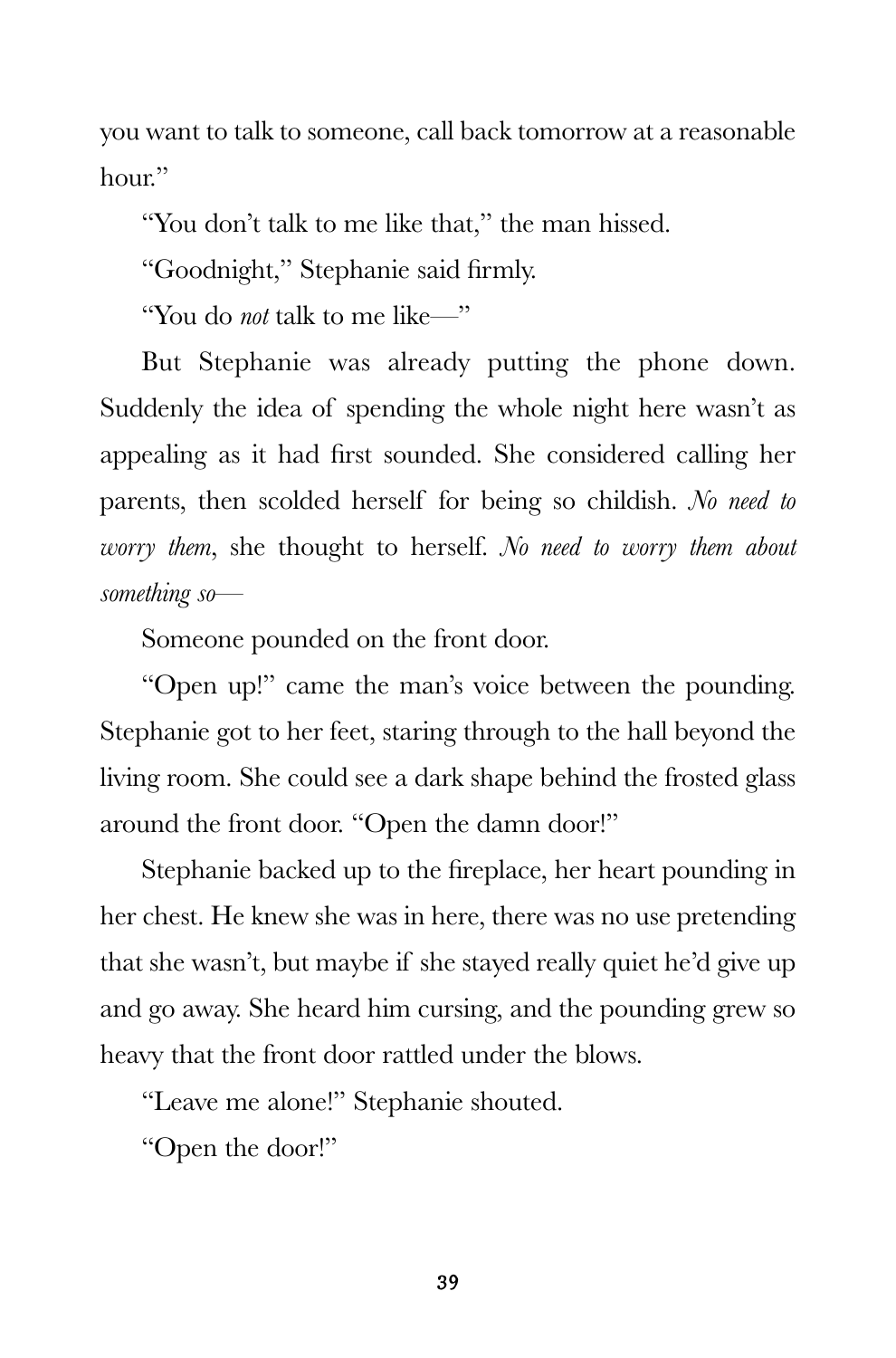you want to talk to someone, call back tomorrow at a reasonable hour."

"You don't talk to me like that," the man hissed.

"Goodnight," Stephanie said firmly.

"You do *not* talk to me like—"

But Stephanie was already putting the phone down. Suddenly the idea of spending the whole night here wasn't as appealing as it had first sounded. She considered calling her parents, then scolded herself for being so childish. *No need to worry them*, she thought to herself. *No need to worry them about something so—*

Someone pounded on the front door.

"Open up!" came the man's voice between the pounding. Stephanie got to her feet, staring through to the hall beyond the living room. She could see a dark shape behind the frosted glass around the front door. "Open the damn door!"

Stephanie backed up to the fireplace, her heart pounding in her chest. He knew she was in here, there was no use pretending that she wasn't, but maybe if she stayed really quiet he'd give up and go away. She heard him cursing, and the pounding grew so heavy that the front door rattled under the blows.

"Leave me alone!" Stephanie shouted.

"Open the door!"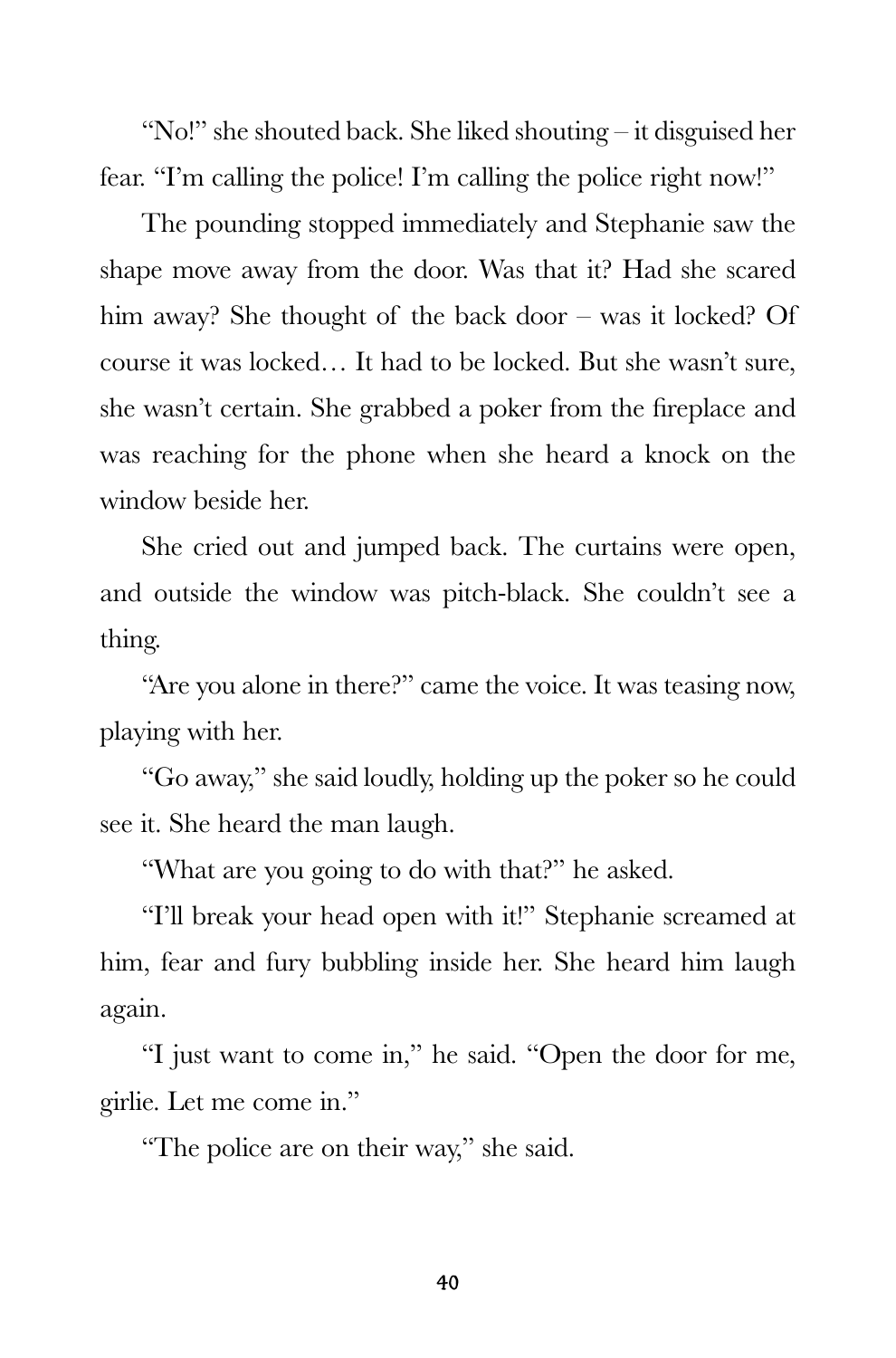"No!" she shouted back. She liked shouting – it disguised her fear. "I'm calling the police! I'm calling the police right now!"

The pounding stopped immediately and Stephanie saw the shape move away from the door. Was that it? Had she scared him away? She thought of the back door – was it locked? Of course it was locked… It had to be locked. But she wasn't sure, she wasn't certain. She grabbed a poker from the fireplace and was reaching for the phone when she heard a knock on the window beside her.

She cried out and jumped back. The curtains were open, and outside the window was pitch-black. She couldn't see a thing.

"Are you alone in there?" came the voice. It was teasing now, playing with her.

"Go away," she said loudly, holding up the poker so he could see it. She heard the man laugh.

"What are you going to do with that?" he asked.

"I'll break your head open with it!" Stephanie screamed at him, fear and fury bubbling inside her. She heard him laugh again.

"I just want to come in," he said. "Open the door for me, girlie. Let me come in."

"The police are on their way," she said.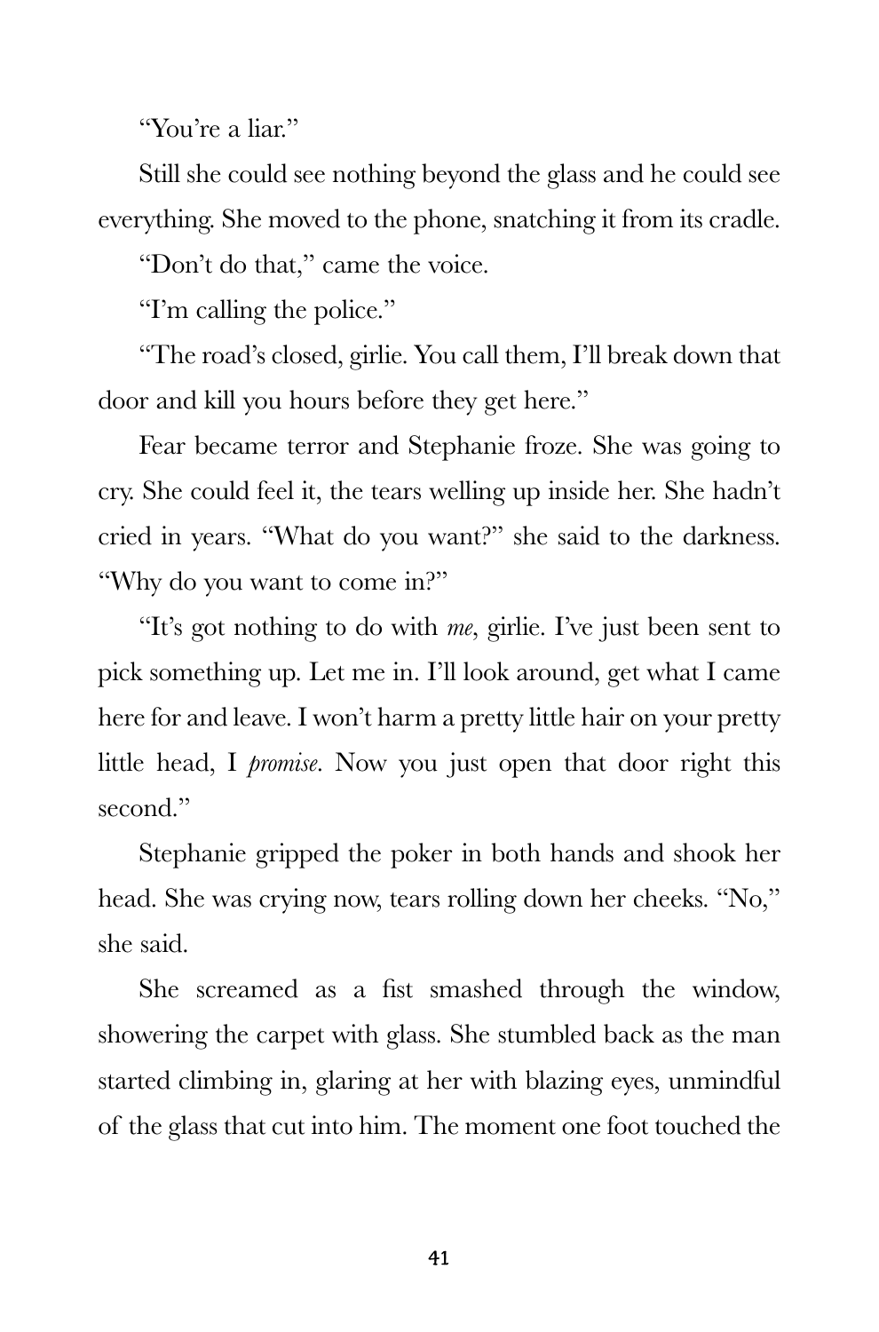"You're a liar."

Still she could see nothing beyond the glass and he could see everything. She moved to the phone, snatching it from its cradle.

"Don't do that," came the voice.

"I'm calling the police."

"The road's closed, girlie. You call them, I'll break down that door and kill you hours before they get here."

Fear became terror and Stephanie froze. She was going to cry. She could feel it, the tears welling up inside her. She hadn't cried in years. "What do you want?" she said to the darkness. "Why do you want to come in?"

"It's got nothing to do with *me*, girlie. I've just been sent to pick something up. Let me in. I'll look around, get what I came here for and leave. I won't harm a pretty little hair on your pretty little head, I *promise*. Now you just open that door right this second."

Stephanie gripped the poker in both hands and shook her head. She was crying now, tears rolling down her cheeks. "No," she said.

She screamed as a fist smashed through the window, showering the carpet with glass. She stumbled back as the man started climbing in, glaring at her with blazing eyes, unmindful of the glass that cut into him. The moment one foot touched the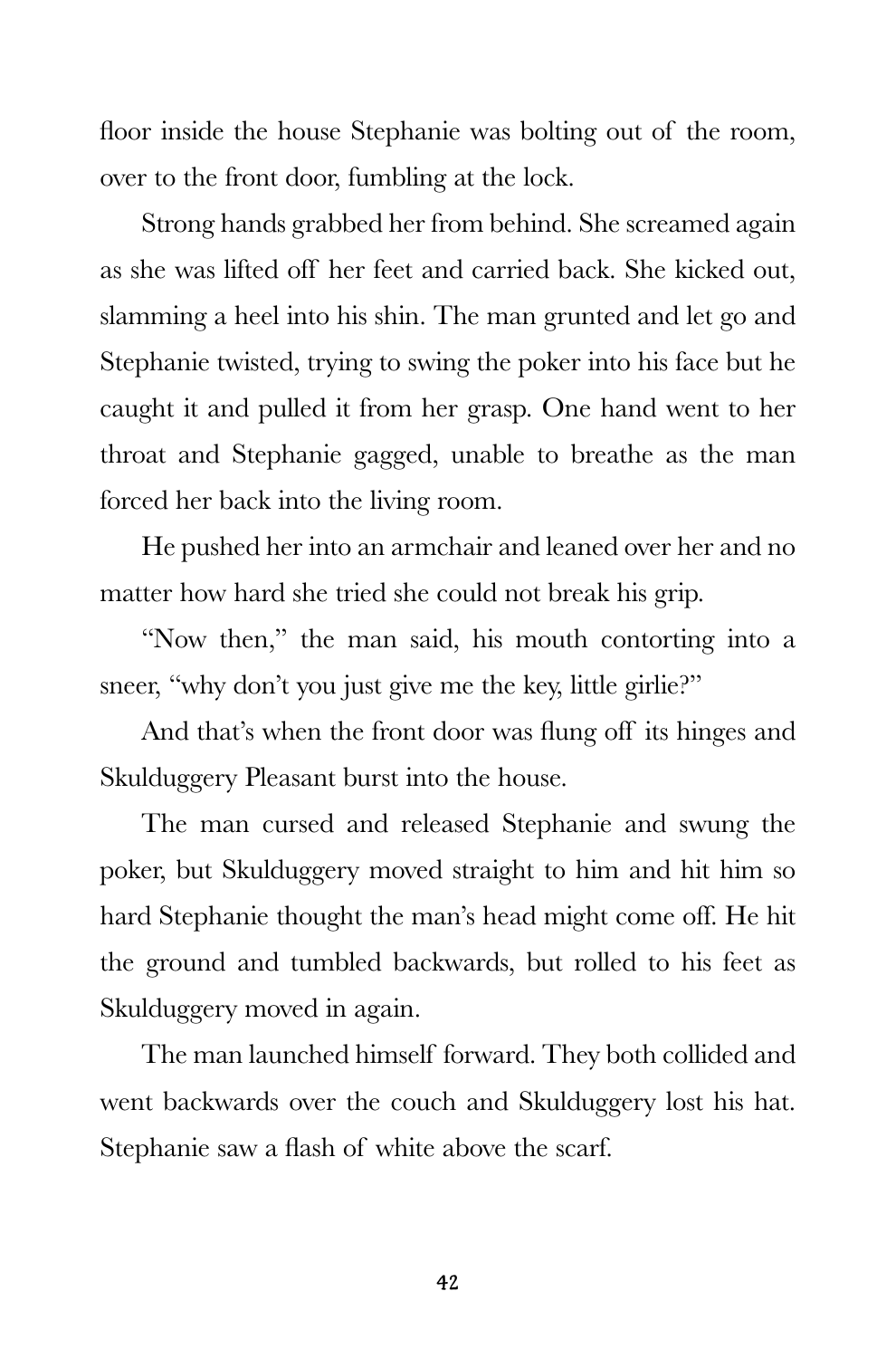floor inside the house Stephanie was bolting out of the room, over to the front door, fumbling at the lock.

Strong hands grabbed her from behind. She screamed again as she was lifted off her feet and carried back. She kicked out, slamming a heel into his shin. The man grunted and let go and Stephanie twisted, trying to swing the poker into his face but he caught it and pulled it from her grasp. One hand went to her throat and Stephanie gagged, unable to breathe as the man forced her back into the living room.

He pushed her into an armchair and leaned over her and no matter how hard she tried she could not break his grip.

"Now then," the man said, his mouth contorting into a sneer, "why don't you just give me the key, little girlie?"

And that's when the front door was flung off its hinges and Skulduggery Pleasant burst into the house.

The man cursed and released Stephanie and swung the poker, but Skulduggery moved straight to him and hit him so hard Stephanie thought the man's head might come off. He hit the ground and tumbled backwards, but rolled to his feet as Skulduggery moved in again.

The man launched himself forward. They both collided and went backwards over the couch and Skulduggery lost his hat. Stephanie saw a flash of white above the scarf.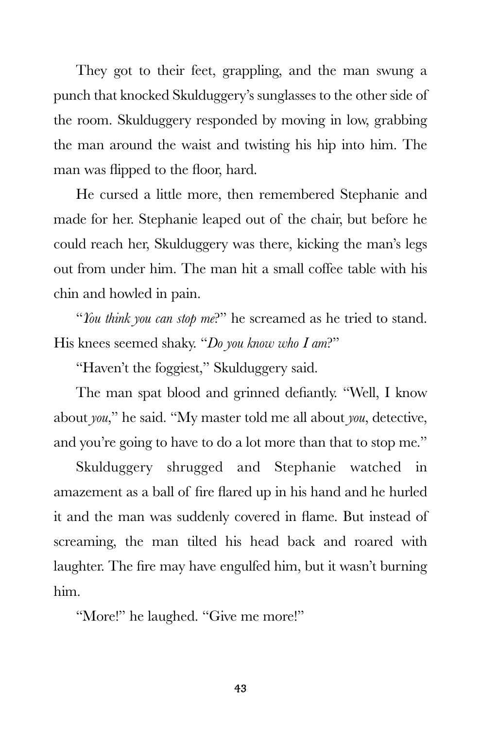They got to their feet, grappling, and the man swung a punch that knocked Skulduggery's sunglasses to the other side of the room. Skulduggery responded by moving in low, grabbing the man around the waist and twisting his hip into him. The man was flipped to the floor, hard.

He cursed a little more, then remembered Stephanie and made for her. Stephanie leaped out of the chair, but before he could reach her, Skulduggery was there, kicking the man's legs out from under him. The man hit a small coffee table with his chin and howled in pain.

"*You think you can stop me*?" he screamed as he tried to stand. His knees seemed shaky. "*Do you know who I am*?"

"Haven't the foggiest," Skulduggery said.

The man spat blood and grinned defiantly. "Well, I know about *you*," he said. "My master told me all about *you*, detective, and you're going to have to do a lot more than that to stop me."

Skulduggery shrugged and Stephanie watched in amazement as a ball of fire flared up in his hand and he hurled it and the man was suddenly covered in flame. But instead of screaming, the man tilted his head back and roared with laughter. The fire may have engulfed him, but it wasn't burning him.

"More!" he laughed. "Give me more!"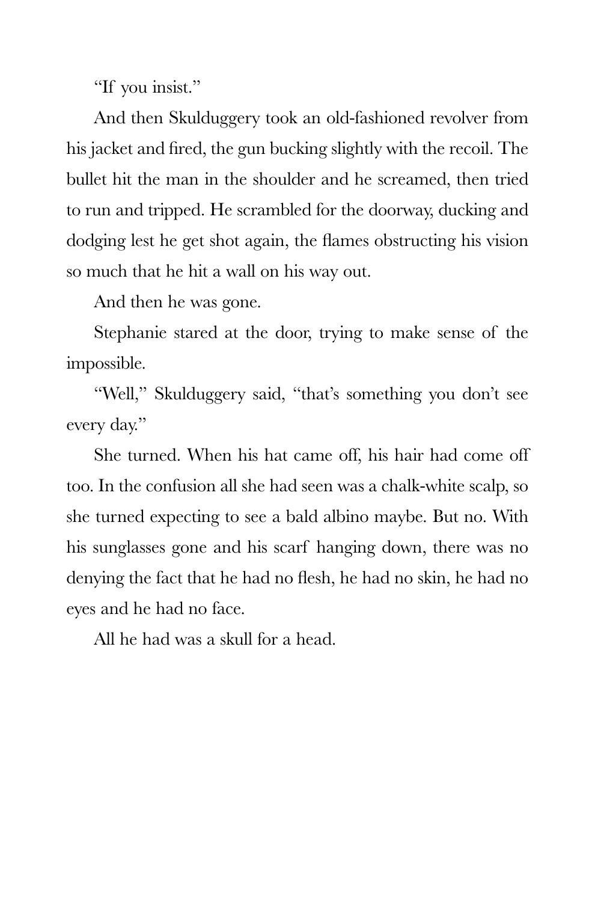"If you insist."

And then Skulduggery took an old-fashioned revolver from his jacket and fired, the gun bucking slightly with the recoil. The bullet hit the man in the shoulder and he screamed, then tried to run and tripped. He scrambled for the doorway, ducking and dodging lest he get shot again, the flames obstructing his vision so much that he hit a wall on his way out.

And then he was gone.

Stephanie stared at the door, trying to make sense of the impossible.

"Well," Skulduggery said, "that's something you don't see every day."

She turned. When his hat came off, his hair had come off too. In the confusion all she had seen was a chalk-white scalp, so she turned expecting to see a bald albino maybe. But no. With his sunglasses gone and his scarf hanging down, there was no denying the fact that he had no flesh, he had no skin, he had no eyes and he had no face.

All he had was a skull for a head.